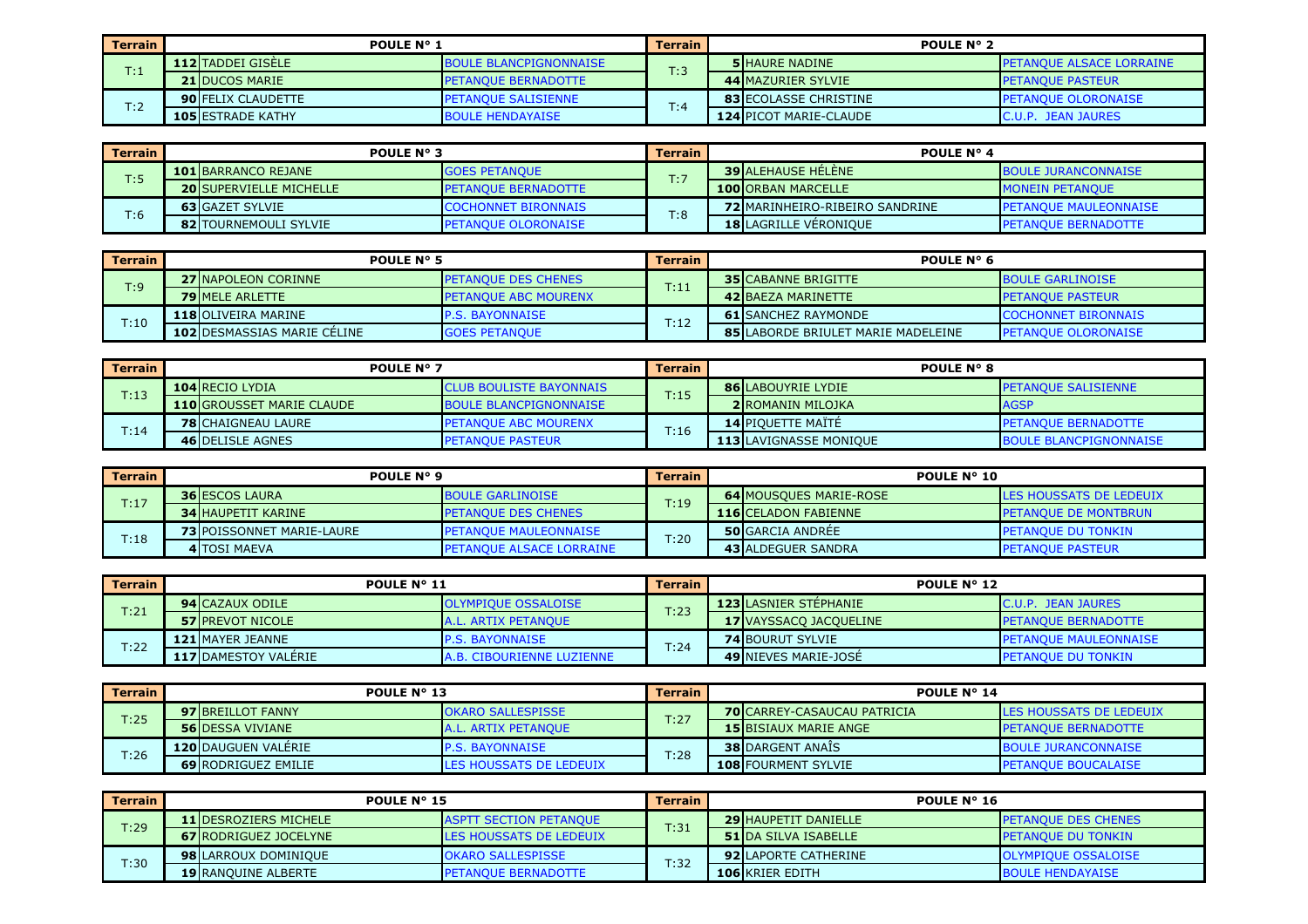| Terrain | POULE N° 1 | | | Terrain | POULE N° 2 | | |
|---|---|---|---|---|---|---|---|
| T:1 | 112 | TADDEI GISÈLE | BOULE BLANCPIGNONNAISE | T:3 | 5 | HAURE NADINE | PETANQUE ALSACE LORRAINE |
| | 21 | DUCOS MARIE | PETANQUE BERNADOTTE | | 44 | MAZURIER SYLVIE | PETANQUE PASTEUR |
| T:2 | 90 | FELIX CLAUDETTE | PETANQUE SALISIENNE | T:4 | 83 | ECOLASSE CHRISTINE | PETANQUE OLORONAISE |
| | 105 | ESTRADE KATHY | BOULE HENDAYAISE | | 124 | PICOT MARIE-CLAUDE | C.U.P. JEAN JAURES |

| Terrain | POULE N° 3 | | | Terrain | POULE N° 4 | | |
|---|---|---|---|---|---|---|---|
| T:5 | 101 | BARRANCO REJANE | GOES PETANQUE | T:7 | 39 | ALEHAUSE HÉLÈNE | BOULE JURANCONNAISE |
| | 20 | SUPERVIELLE MICHELLE | PETANQUE BERNADOTTE | | 100 | ORBAN MARCELLE | MONEIN PETANQUE |
| T:6 | 63 | GAZET SYLVIE | COCHONNET BIRONNAIS | T:8 | 72 | MARINHEIRO-RIBEIRO SANDRINE | PETANQUE MAULEONNAISE |
| | 82 | TOURNEMOULI SYLVIE | PETANQUE OLORONAISE | | 18 | LAGRILLE VÉRONIQUE | PETANQUE BERNADOTTE |

| Terrain | POULE N° 5 | | | Terrain | POULE N° 6 | | |
|---|---|---|---|---|---|---|---|
| T:9 | 27 | NAPOLEON CORINNE | PETANQUE DES CHENES | T:11 | 35 | CABANNE BRIGITTE | BOULE GARLINOISE |
| | 79 | MELE ARLETTE | PETANQUE ABC MOURENX | | 42 | BAEZA MARINETTE | PETANQUE PASTEUR |
| T:10 | 118 | OLIVEIRA MARINE | P.S. BAYONNAISE | T:12 | 61 | SANCHEZ RAYMONDE | COCHONNET BIRONNAIS |
| | 102 | DESMASSIAS MARIE CÉLINE | GOES PETANQUE | | 85 | LABORDE BRIULET MARIE MADELEINE | PETANQUE OLORONAISE |

| Terrain | POULE N° 7 | | | Terrain | POULE N° 8 | | |
|---|---|---|---|---|---|---|---|
| T:13 | 104 | RECIO LYDIA | CLUB BOULISTE BAYONNAIS | T:15 | 86 | LABOUYRIE LYDIE | PETANQUE SALISIENNE |
| | 110 | GROUSSET MARIE CLAUDE | BOULE BLANCPIGNONNAISE | | 2 | ROMANIN MILOJKA | AGSP |
| T:14 | 78 | CHAIGNEAU LAURE | PETANQUE ABC MOURENX | T:16 | 14 | PIQUETTE MAÏTÉ | PETANQUE BERNADOTTE |
| | 46 | DELISLE AGNES | PETANQUE PASTEUR | | 113 | LAVIGNASSE MONIQUE | BOULE BLANCPIGNONNAISE |

| Terrain | POULE N° 9 | | | Terrain | POULE N° 10 | | |
|---|---|---|---|---|---|---|---|
| T:17 | 36 | ESCOS LAURA | BOULE GARLINOISE | T:19 | 64 | MOUSQUES MARIE-ROSE | LES HOUSSATS DE LEDEUIX |
| | 34 | HAUPETIT KARINE | PETANQUE DES CHENES | | 116 | CELADON FABIENNE | PETANQUE DE MONTBRUN |
| T:18 | 73 | POISSONNET MARIE-LAURE | PETANQUE MAULEONNAISE | T:20 | 50 | GARCIA ANDRÉE | PETANQUE DU TONKIN |
| | 4 | TOSI MAEVA | PETANQUE ALSACE LORRAINE | | 43 | ALDEGUER SANDRA | PETANQUE PASTEUR |

| Terrain | POULE N° 11 | | | Terrain | POULE N° 12 | | |
|---|---|---|---|---|---|---|---|
| T:21 | 94 | CAZAUX ODILE | OLYMPIQUE OSSALOISE | T:23 | 123 | LASNIER STÉPHANIE | C.U.P. JEAN JAURES |
| | 57 | PREVOT NICOLE | A.L. ARTIX PETANQUE | | 17 | VAYSSACQ JACQUELINE | PETANQUE BERNADOTTE |
| T:22 | 121 | MAYER JEANNE | P.S. BAYONNAISE | T:24 | 74 | BOURUT SYLVIE | PETANQUE MAULEONNAISE |
| | 117 | DAMESTOY VALÉRIE | A.B. CIBOURIENNE LUZIENNE | | 49 | NIEVES MARIE-JOSÉ | PETANQUE DU TONKIN |

| Terrain | POULE N° 13 | | | Terrain | POULE N° 14 | | |
|---|---|---|---|---|---|---|---|
| T:25 | 97 | BREILLOT FANNY | OKARO SALLESPISSE | T:27 | 70 | CARREY-CASAUCAU PATRICIA | LES HOUSSATS DE LEDEUIX |
| | 56 | DESSA VIVIANE | A.L. ARTIX PETANQUE | | 15 | BISIAUX MARIE ANGE | PETANQUE BERNADOTTE |
| T:26 | 120 | DAUGUEN VALÉRIE | P.S. BAYONNAISE | T:28 | 38 | DARGENT ANAÎS | BOULE JURANCONNAISE |
| | 69 | RODRIGUEZ EMILIE | LES HOUSSATS DE LEDEUIX | | 108 | FOURMENT SYLVIE | PETANQUE BOUCALAISE |

| Terrain | POULE N° 15 | | | Terrain | POULE N° 16 | | |
|---|---|---|---|---|---|---|---|
| T:29 | 11 | DESROZIERS MICHELE | ASPTT SECTION PETANQUE | T:31 | 29 | HAUPETIT DANIELLE | PETANQUE DES CHENES |
| | 67 | RODRIGUEZ JOCELYNE | LES HOUSSATS DE LEDEUIX | | 51 | DA SILVA ISABELLE | PETANQUE DU TONKIN |
| T:30 | 98 | LARROUX DOMINIQUE | OKARO SALLESPISSE | T:32 | 92 | LAPORTE CATHERINE | OLYMPIQUE OSSALOISE |
| | 19 | RANQUINE ALBERTE | PETANQUE BERNADOTTE | | 106 | KRIER EDITH | BOULE HENDAYAISE |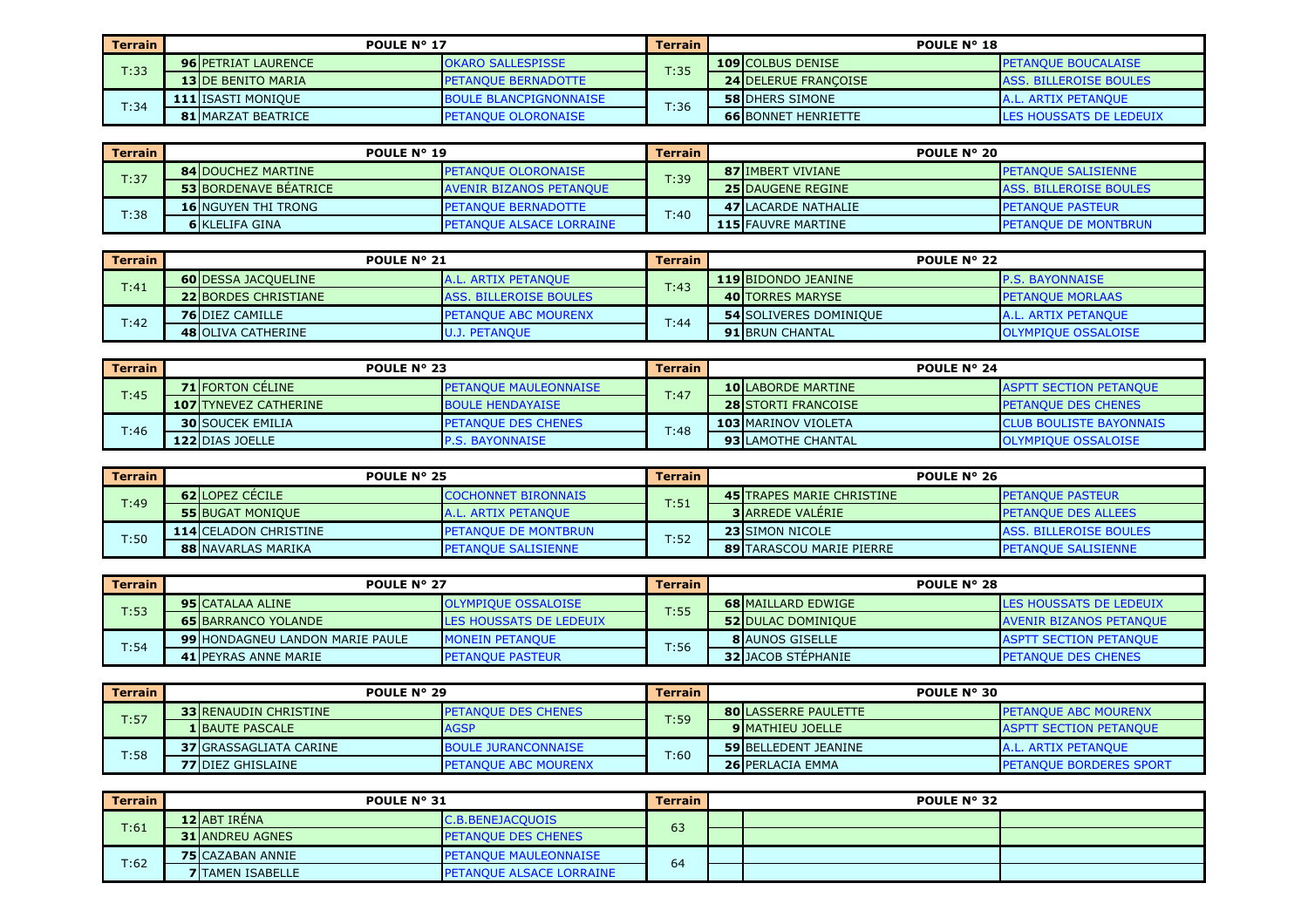| Terrain | POULE N° 17 | | | Terrain | POULE N° 18 | | |
|---|---|---|---|---|---|---|---|
| T:33 | 96 | PETRIAT LAURENCE | OKARO SALLESPISSE | T:35 | 109 | COLBUS DENISE | PETANQUE BOUCALAISE |
| | 13 | DE BENITO MARIA | PETANQUE BERNADOTTE | | 24 | DELERUE FRANÇOISE | ASS. BILLEROISE BOULES |
| T:34 | 111 | ISASTI MONIQUE | BOULE BLANCPIGNONNAISE | T:36 | 58 | DHERS SIMONE | A.L. ARTIX PETANQUE |
| | 81 | MARZAT BEATRICE | PETANQUE OLORONAISE | | 66 | BONNET HENRIETTE | LES HOUSSATS DE LEDEUIX |

| Terrain | POULE N° 19 | | | Terrain | POULE N° 20 | | |
|---|---|---|---|---|---|---|---|
| T:37 | 84 | DOUCHEZ MARTINE | PETANQUE OLORONAISE | T:39 | 87 | IMBERT VIVIANE | PETANQUE SALISIENNE |
| | 53 | BORDENAVE BÉATRICE | AVENIR BIZANOS PETANQUE | | 25 | DAUGENE REGINE | ASS. BILLEROISE BOULES |
| T:38 | 16 | NGUYEN THI TRONG | PETANQUE BERNADOTTE | T:40 | 47 | LACARDE NATHALIE | PETANQUE PASTEUR |
| | 6 | KLELIFA GINA | PETANQUE ALSACE LORRAINE | | 115 | FAUVRE MARTINE | PETANQUE DE MONTBRUN |

| Terrain | POULE N° 21 | | | Terrain | POULE N° 22 | | |
|---|---|---|---|---|---|---|---|
| T:41 | 60 | DESSA JACQUELINE | A.L. ARTIX PETANQUE | T:43 | 119 | BIDONDO JEANINE | P.S. BAYONNAISE |
| | 22 | BORDES CHRISTIANE | ASS. BILLEROISE BOULES | | 40 | TORRES MARYSE | PETANQUE MORLAAS |
| T:42 | 76 | DIEZ CAMILLE | PETANQUE ABC MOURENX | T:44 | 54 | SOLIVERES DOMINIQUE | A.L. ARTIX PETANQUE |
| | 48 | OLIVA CATHERINE | U.J. PETANQUE | | 91 | BRUN CHANTAL | OLYMPIQUE OSSALOISE |

| Terrain | POULE N° 23 | | | Terrain | POULE N° 24 | | |
|---|---|---|---|---|---|---|---|
| T:45 | 71 | FORTON CÉLINE | PETANQUE MAULEONNAISE | T:47 | 10 | LABORDE MARTINE | ASPTT SECTION PETANQUE |
| | 107 | TYNEVEZ CATHERINE | BOULE HENDAYAISE | | 28 | STORTI FRANCOISE | PETANQUE DES CHENES |
| T:46 | 30 | SOUCEK EMILIA | PETANQUE DES CHENES | T:48 | 103 | MARINOV VIOLETA | CLUB BOULISTE BAYONNAIS |
| | 122 | DIAS JOELLE | P.S. BAYONNAISE | | 93 | LAMOTHE CHANTAL | OLYMPIQUE OSSALOISE |

| Terrain | POULE N° 25 | | | Terrain | POULE N° 26 | | |
|---|---|---|---|---|---|---|---|
| T:49 | 62 | LOPEZ CÉCILE | COCHONNET BIRONNAIS | T:51 | 45 | TRAPES MARIE CHRISTINE | PETANQUE PASTEUR |
| | 55 | BUGAT MONIQUE | A.L. ARTIX PETANQUE | | 3 | ARREDE VALÉRIE | PETANQUE DES ALLEES |
| T:50 | 114 | CELADON CHRISTINE | PETANQUE DE MONTBRUN | T:52 | 23 | SIMON NICOLE | ASS. BILLEROISE BOULES |
| | 88 | NAVARLAS MARIKA | PETANQUE SALISIENNE | | 89 | TARASCOU MARIE PIERRE | PETANQUE SALISIENNE |

| Terrain | POULE N° 27 | | | Terrain | POULE N° 28 | | |
|---|---|---|---|---|---|---|---|
| T:53 | 95 | CATALAA ALINE | OLYMPIQUE OSSALOISE | T:55 | 68 | MAILLARD EDWIGE | LES HOUSSATS DE LEDEUIX |
| | 65 | BARRANCO YOLANDE | LES HOUSSATS DE LEDEUIX | | 52 | DULAC DOMINIQUE | AVENIR BIZANOS PETANQUE |
| T:54 | 99 | HONDAGNEU LANDON MARIE PAULE | MONEIN PETANQUE | T:56 | 8 | AUNOS GISELLE | ASPTT SECTION PETANQUE |
| | 41 | PEYRAS ANNE MARIE | PETANQUE PASTEUR | | 32 | JACOB STÉPHANIE | PETANQUE DES CHENES |

| Terrain | POULE N° 29 | | | Terrain | POULE N° 30 | | |
|---|---|---|---|---|---|---|---|
| T:57 | 33 | RENAUDIN CHRISTINE | PETANQUE DES CHENES | T:59 | 80 | LASSERRE PAULETTE | PETANQUE ABC MOURENX |
| | 1 | BAUTE PASCALE | AGSP | | 9 | MATHIEU JOELLE | ASPTT SECTION PETANQUE |
| T:58 | 37 | GRASSAGLIATA CARINE | BOULE JURANCONNAISE | T:60 | 59 | BELLEDENT JEANINE | A.L. ARTIX PETANQUE |
| | 77 | DIEZ GHISLAINE | PETANQUE ABC MOURENX | | 26 | PERLACIA EMMA | PETANQUE BORDERES SPORT |

| Terrain | POULE N° 31 | | | Terrain | POULE N° 32 | | |
|---|---|---|---|---|---|---|---|
| T:61 | 12 | ABT IRÉNA | C.B.BENEJACQUOIS | 63 | | | |
| | 31 | ANDREU AGNES | PETANQUE DES CHENES | | | | |
| T:62 | 75 | CAZABAN ANNIE | PETANQUE MAULEONNAISE | 64 | | | |
| | 7 | TAMEN ISABELLE | PETANQUE ALSACE LORRAINE | | | | |